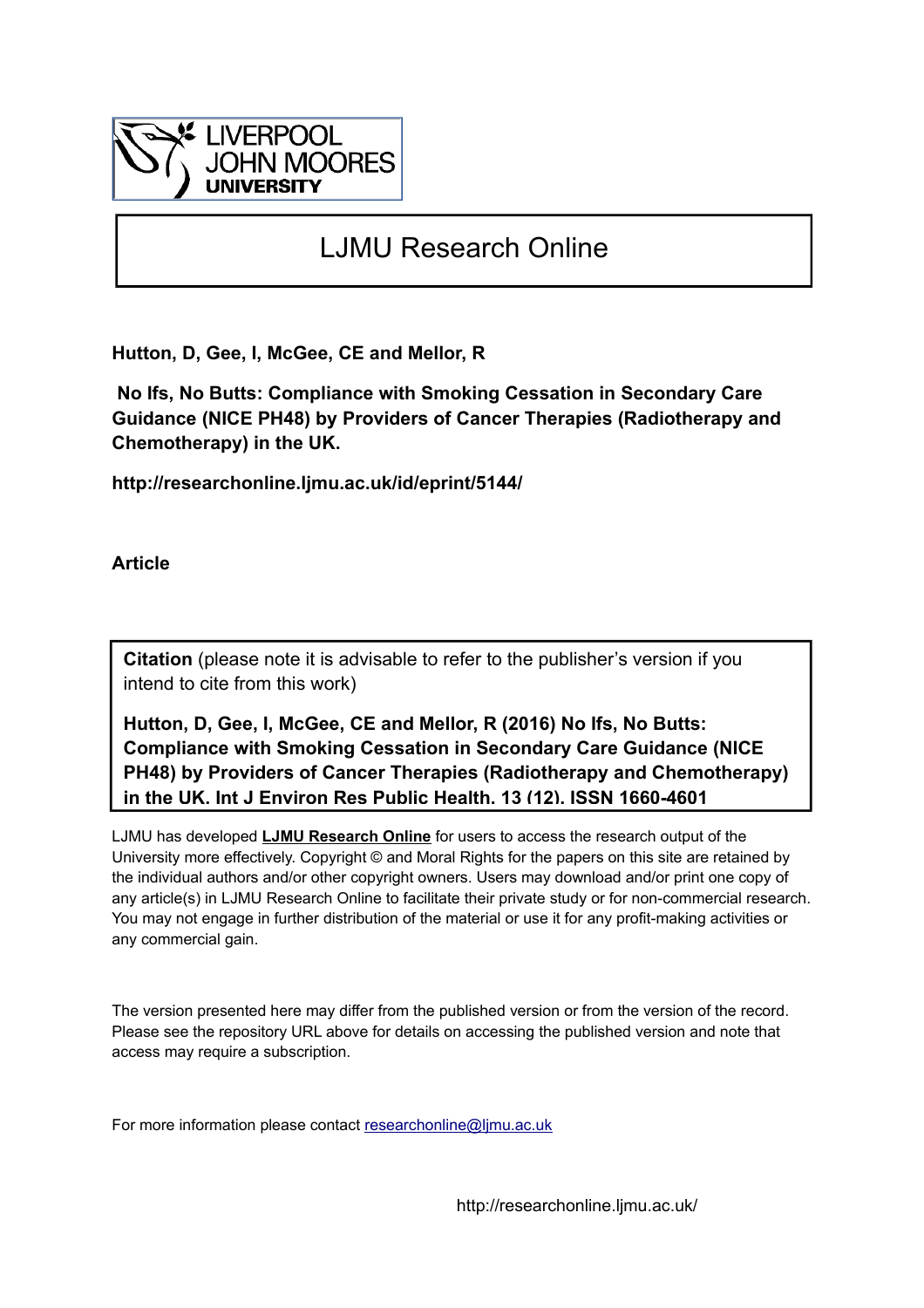LIVERPOOL JOHN MOORES UNIVERSITY

# LJMU Research Online

**Hutton, D, Gee, I, McGee, CE and Mellor, R**

**No Ifs, No Butts: Compliance with Smoking Cessation in Secondary Care Guidance (NICE PH48) by Providers of Cancer Therapies (Radiotherapy and Chemotherapy) in the UK.**

**http://researchonline.ljmu.ac.uk/id/eprint/5144/**

**Article**

**Citation** (please note it is advisable to refer to the publisher's version if you intend to cite from this work)

**Hutton, D, Gee, I, McGee, CE and Mellor, R (2016) No Ifs, No Butts: Compliance with Smoking Cessation in Secondary Care Guidance (NICE PH48) by Providers of Cancer Therapies (Radiotherapy and Chemotherapy) in the UK. Int J Environ Res Public Health. 13 (12). ISSN 1660-4601**

LJMU has developed **LJMU Research Online** for users to access the research output of the University more effectively. Copyright © and Moral Rights for the papers on this site are retained by the individual authors and/or other copyright owners. Users may download and/or print one copy of any article(s) in LJMU Research Online to facilitate their private study or for non-commercial research. You may not engage in further distribution of the material or use it for any profit-making activities or any commercial gain.

The version presented here may differ from the published version or from the version of the record. Please see the repository URL above for details on accessing the published version and note that access may require a subscription.

For more information please contact researchonline@ljmu.ac.uk

http://researchonline.ljmu.ac.uk/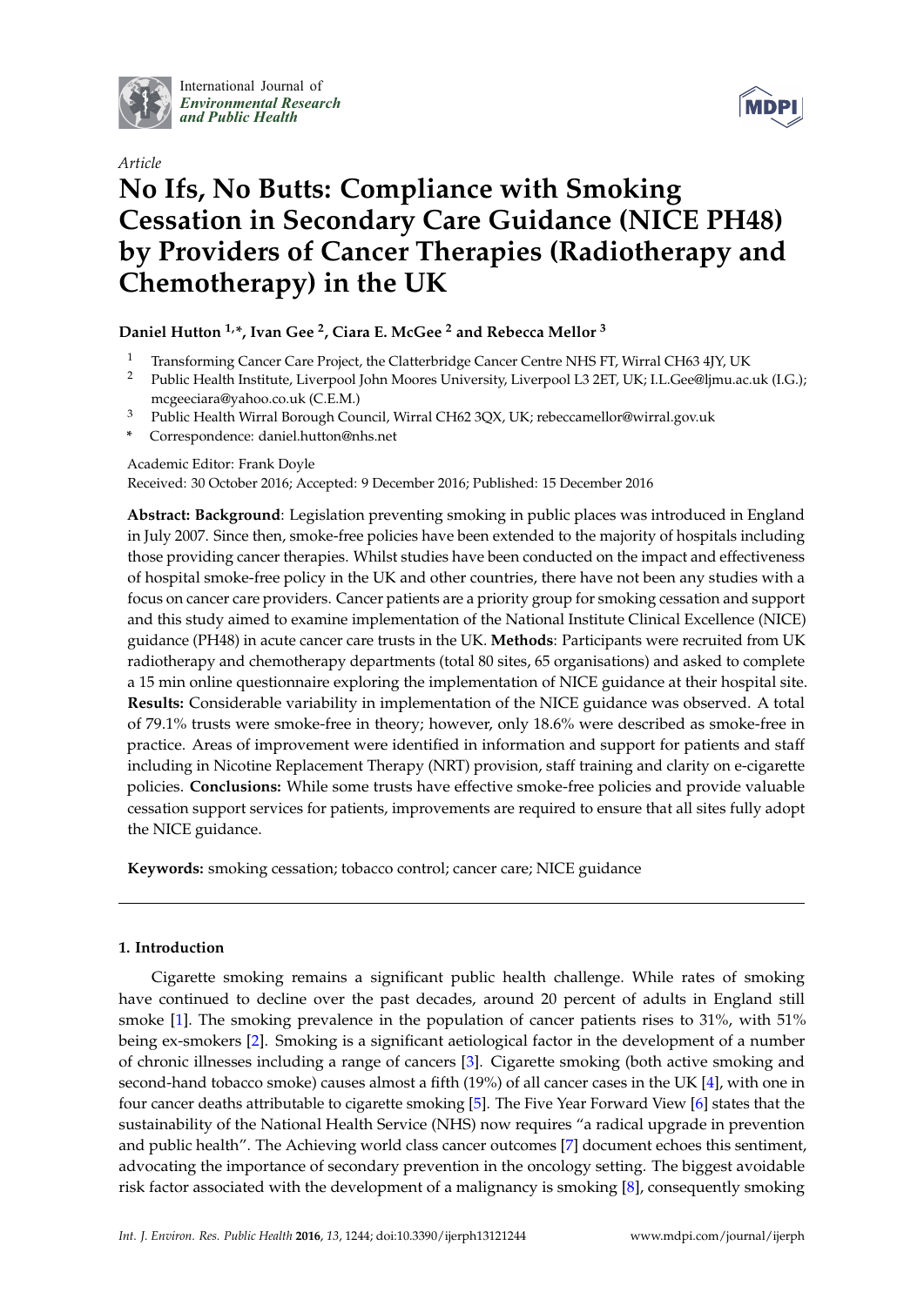International Journal of *Environmental Research and Public Health*

*Article*

# No Ifs, No Butts: Compliance with Smoking Cessation in Secondary Care Guidance (NICE PH48) by Providers of Cancer Therapies (Radiotherapy and Chemotherapy) in the UK

**Daniel Hutton [1,*], Ivan Gee [2], Ciara E. McGee [2] and Rebecca Mellor [3]**

[1] Transforming Cancer Care Project, the Clatterbridge Cancer Centre NHS FT, Wirral CH63 4JY, UK
[2] Public Health Institute, Liverpool John Moores University, Liverpool L3 2ET, UK; I.L.Gee@ljmu.ac.uk (I.G.); mcgeeciara@yahoo.co.uk (C.E.M.)
[3] Public Health Wirral Borough Council, Wirral CH62 3QX, UK; rebeccamellor@wirral.gov.uk
\* Correspondence: daniel.hutton@nhs.net

Academic Editor: Frank Doyle
Received: 30 October 2016; Accepted: 9 December 2016; Published: 15 December 2016

**Abstract: Background**: Legislation preventing smoking in public places was introduced in England in July 2007. Since then, smoke-free policies have been extended to the majority of hospitals including those providing cancer therapies. Whilst studies have been conducted on the impact and effectiveness of hospital smoke-free policy in the UK and other countries, there have not been any studies with a focus on cancer care providers. Cancer patients are a priority group for smoking cessation and support and this study aimed to examine implementation of the National Institute Clinical Excellence (NICE) guidance (PH48) in acute cancer care trusts in the UK. **Methods**: Participants were recruited from UK radiotherapy and chemotherapy departments (total 80 sites, 65 organisations) and asked to complete a 15 min online questionnaire exploring the implementation of NICE guidance at their hospital site. **Results:** Considerable variability in implementation of the NICE guidance was observed. A total of 79.1% trusts were smoke-free in theory; however, only 18.6% were described as smoke-free in practice. Areas of improvement were identified in information and support for patients and staff including in Nicotine Replacement Therapy (NRT) provision, staff training and clarity on e-cigarette policies. **Conclusions:** While some trusts have effective smoke-free policies and provide valuable cessation support services for patients, improvements are required to ensure that all sites fully adopt the NICE guidance.

**Keywords:** smoking cessation; tobacco control; cancer care; NICE guidance

## 1. Introduction

Cigarette smoking remains a significant public health challenge. While rates of smoking have continued to decline over the past decades, around 20 percent of adults in England still smoke [1]. The smoking prevalence in the population of cancer patients rises to 31%, with 51% being ex-smokers [2]. Smoking is a significant aetiological factor in the development of a number of chronic illnesses including a range of cancers [3]. Cigarette smoking (both active smoking and second-hand tobacco smoke) causes almost a fifth (19%) of all cancer cases in the UK [4], with one in four cancer deaths attributable to cigarette smoking [5]. The Five Year Forward View [6] states that the sustainability of the National Health Service (NHS) now requires "a radical upgrade in prevention and public health". The Achieving world class cancer outcomes [7] document echoes this sentiment, advocating the importance of secondary prevention in the oncology setting. The biggest avoidable risk factor associated with the development of a malignancy is smoking [8], consequently smoking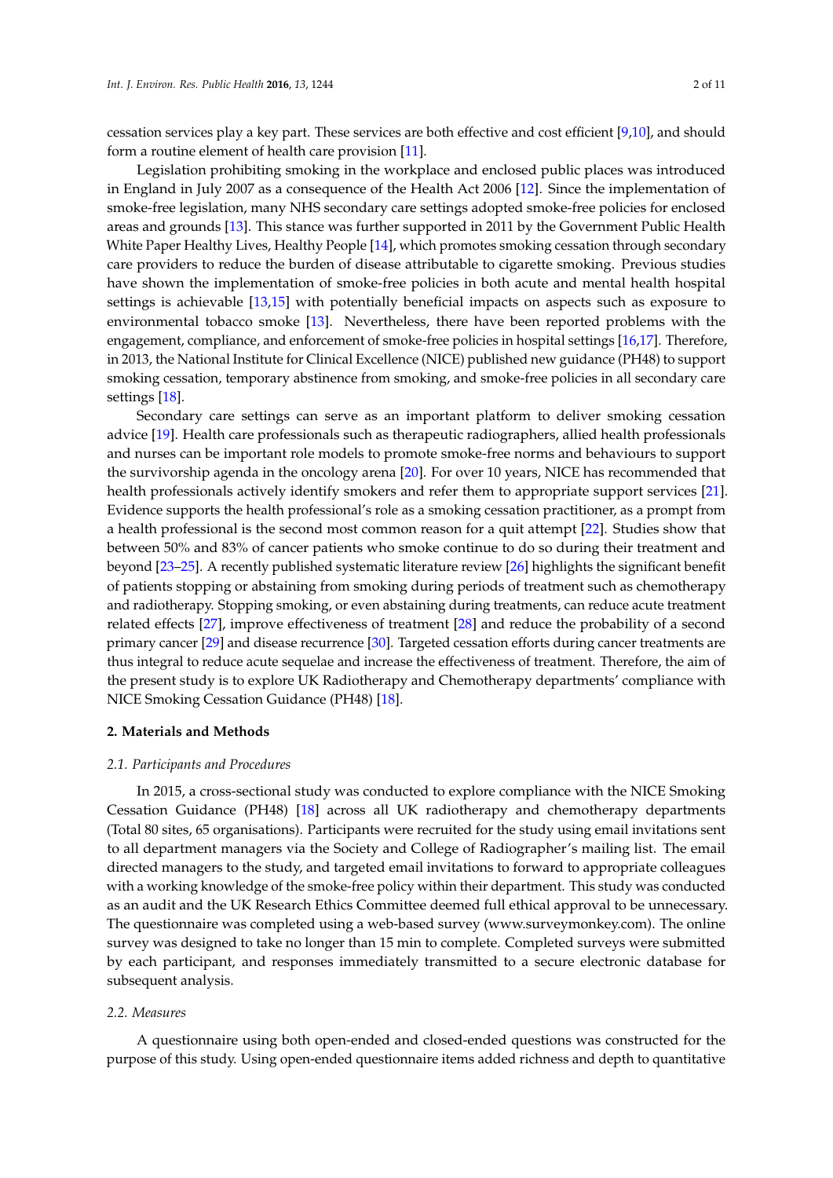cessation services play a key part. These services are both effective and cost efficient [9,10], and should form a routine element of health care provision [11].

Legislation prohibiting smoking in the workplace and enclosed public places was introduced in England in July 2007 as a consequence of the Health Act 2006 [12]. Since the implementation of smoke-free legislation, many NHS secondary care settings adopted smoke-free policies for enclosed areas and grounds [13]. This stance was further supported in 2011 by the Government Public Health White Paper Healthy Lives, Healthy People [14], which promotes smoking cessation through secondary care providers to reduce the burden of disease attributable to cigarette smoking. Previous studies have shown the implementation of smoke-free policies in both acute and mental health hospital settings is achievable [13,15] with potentially beneficial impacts on aspects such as exposure to environmental tobacco smoke [13]. Nevertheless, there have been reported problems with the engagement, compliance, and enforcement of smoke-free policies in hospital settings [16,17]. Therefore, in 2013, the National Institute for Clinical Excellence (NICE) published new guidance (PH48) to support smoking cessation, temporary abstinence from smoking, and smoke-free policies in all secondary care settings [18].

Secondary care settings can serve as an important platform to deliver smoking cessation advice [19]. Health care professionals such as therapeutic radiographers, allied health professionals and nurses can be important role models to promote smoke-free norms and behaviours to support the survivorship agenda in the oncology arena [20]. For over 10 years, NICE has recommended that health professionals actively identify smokers and refer them to appropriate support services [21]. Evidence supports the health professional's role as a smoking cessation practitioner, as a prompt from a health professional is the second most common reason for a quit attempt [22]. Studies show that between 50% and 83% of cancer patients who smoke continue to do so during their treatment and beyond [23–25]. A recently published systematic literature review [26] highlights the significant benefit of patients stopping or abstaining from smoking during periods of treatment such as chemotherapy and radiotherapy. Stopping smoking, or even abstaining during treatments, can reduce acute treatment related effects [27], improve effectiveness of treatment [28] and reduce the probability of a second primary cancer [29] and disease recurrence [30]. Targeted cessation efforts during cancer treatments are thus integral to reduce acute sequelae and increase the effectiveness of treatment. Therefore, the aim of the present study is to explore UK Radiotherapy and Chemotherapy departments' compliance with NICE Smoking Cessation Guidance (PH48) [18].

## 2. Materials and Methods

### 2.1. Participants and Procedures

In 2015, a cross-sectional study was conducted to explore compliance with the NICE Smoking Cessation Guidance (PH48) [18] across all UK radiotherapy and chemotherapy departments (Total 80 sites, 65 organisations). Participants were recruited for the study using email invitations sent to all department managers via the Society and College of Radiographer's mailing list. The email directed managers to the study, and targeted email invitations to forward to appropriate colleagues with a working knowledge of the smoke-free policy within their department. This study was conducted as an audit and the UK Research Ethics Committee deemed full ethical approval to be unnecessary. The questionnaire was completed using a web-based survey (www.surveymonkey.com). The online survey was designed to take no longer than 15 min to complete. Completed surveys were submitted by each participant, and responses immediately transmitted to a secure electronic database for subsequent analysis.

### 2.2. Measures

A questionnaire using both open-ended and closed-ended questions was constructed for the purpose of this study. Using open-ended questionnaire items added richness and depth to quantitative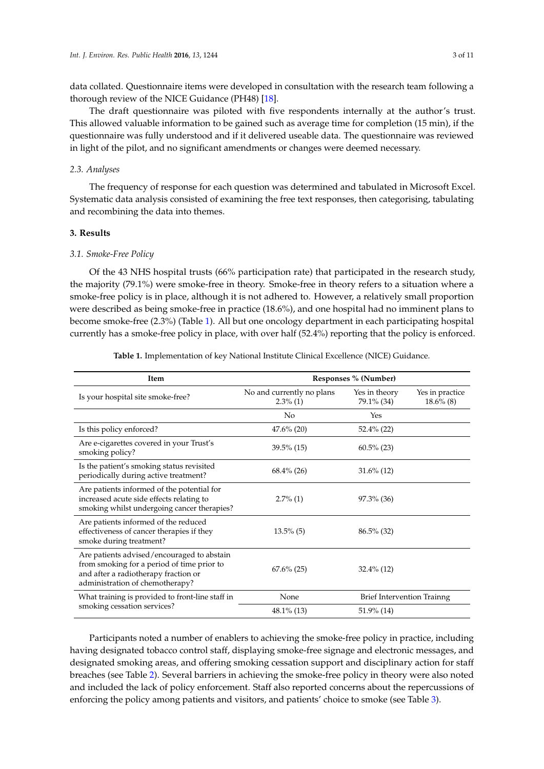data collated. Questionnaire items were developed in consultation with the research team following a thorough review of the NICE Guidance (PH48) [18].

The draft questionnaire was piloted with five respondents internally at the author's trust. This allowed valuable information to be gained such as average time for completion (15 min), if the questionnaire was fully understood and if it delivered useable data. The questionnaire was reviewed in light of the pilot, and no significant amendments or changes were deemed necessary.

### 2.3. Analyses

The frequency of response for each question was determined and tabulated in Microsoft Excel. Systematic data analysis consisted of examining the free text responses, then categorising, tabulating and recombining the data into themes.

## 3. Results

### 3.1. Smoke-Free Policy

Of the 43 NHS hospital trusts (66% participation rate) that participated in the research study, the majority (79.1%) were smoke-free in theory. Smoke-free in theory refers to a situation where a smoke-free policy is in place, although it is not adhered to. However, a relatively small proportion were described as being smoke-free in practice (18.6%), and one hospital had no imminent plans to become smoke-free (2.3%) (Table 1). All but one oncology department in each participating hospital currently has a smoke-free policy in place, with over half (52.4%) reporting that the policy is enforced.

**Table 1.** Implementation of key National Institute Clinical Excellence (NICE) Guidance.

| Item | Responses % (Number) | | |
|---|---|---|---|
| Is your hospital site smoke-free? | No and currently no plans 2.3% (1) | Yes in theory 79.1% (34) | Yes in practice 18.6% (8) |
| | No | Yes | |
| Is this policy enforced? | 47.6% (20) | 52.4% (22) | |
| Are e-cigarettes covered in your Trust's smoking policy? | 39.5% (15) | 60.5% (23) | |
| Is the patient's smoking status revisited periodically during active treatment? | 68.4% (26) | 31.6% (12) | |
| Are patients informed of the potential for increased acute side effects relating to smoking whilst undergoing cancer therapies? | 2.7% (1) | 97.3% (36) | |
| Are patients informed of the reduced effectiveness of cancer therapies if they smoke during treatment? | 13.5% (5) | 86.5% (32) | |
| Are patients advised/encouraged to abstain from smoking for a period of time prior to and after a radiotherapy fraction or administration of chemotherapy? | 67.6% (25) | 32.4% (12) | |
| What training is provided to front-line staff in smoking cessation services? | None | Brief Intervention Trainng | |
| | 48.1% (13) | 51.9% (14) | |

Participants noted a number of enablers to achieving the smoke-free policy in practice, including having designated tobacco control staff, displaying smoke-free signage and electronic messages, and designated smoking areas, and offering smoking cessation support and disciplinary action for staff breaches (see Table 2). Several barriers in achieving the smoke-free policy in theory were also noted and included the lack of policy enforcement. Staff also reported concerns about the repercussions of enforcing the policy among patients and visitors, and patients' choice to smoke (see Table 3).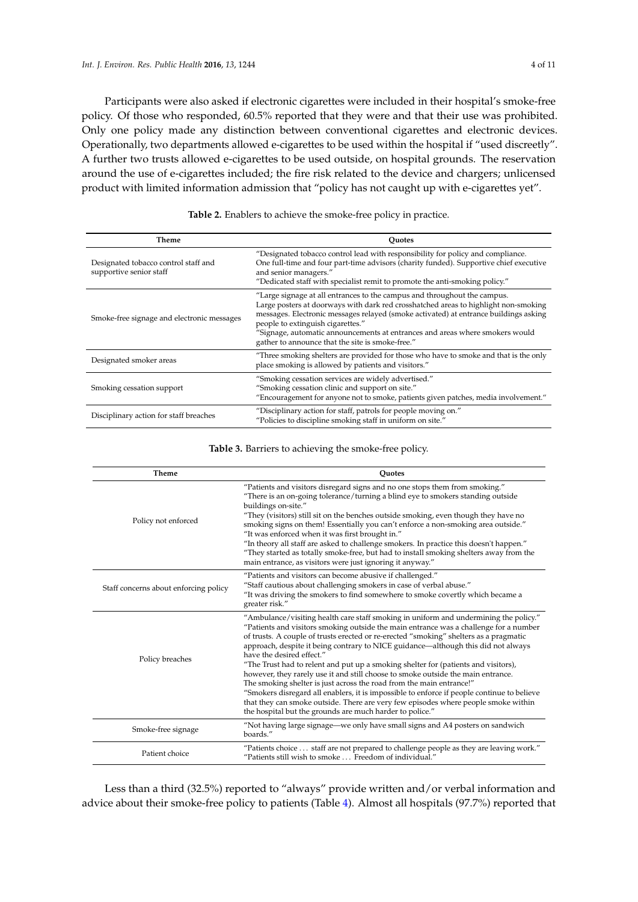Participants were also asked if electronic cigarettes were included in their hospital's smoke-free policy. Of those who responded, 60.5% reported that they were and that their use was prohibited. Only one policy made any distinction between conventional cigarettes and electronic devices. Operationally, two departments allowed e-cigarettes to be used within the hospital if "used discreetly". A further two trusts allowed e-cigarettes to be used outside, on hospital grounds. The reservation around the use of e-cigarettes included; the fire risk related to the device and chargers; unlicensed product with limited information admission that "policy has not caught up with e-cigarettes yet".

**Table 2.** Enablers to achieve the smoke-free policy in practice.

| Theme | Quotes |
| --- | --- |
| Designated tobacco control staff and supportive senior staff | "Designated tobacco control lead with responsibility for policy and compliance. One full-time and four part-time advisors (charity funded). Supportive chief executive and senior managers." "Dedicated staff with specialist remit to promote the anti-smoking policy." |
| Smoke-free signage and electronic messages | "Large signage at all entrances to the campus and throughout the campus. Large posters at doorways with dark red crosshatched areas to highlight non-smoking messages. Electronic messages relayed (smoke activated) at entrance buildings asking people to extinguish cigarettes." "Signage, automatic announcements at entrances and areas where smokers would gather to announce that the site is smoke-free." |
| Designated smoker areas | "Three smoking shelters are provided for those who have to smoke and that is the only place smoking is allowed by patients and visitors." |
| Smoking cessation support | "Smoking cessation services are widely advertised." "Smoking cessation clinic and support on site." "Encouragement for anyone not to smoke, patients given patches, media involvement." |
| Disciplinary action for staff breaches | "Disciplinary action for staff, patrols for people moving on." "Policies to discipline smoking staff in uniform on site." |

**Table 3.** Barriers to achieving the smoke-free policy.

| Theme | Quotes |
| --- | --- |
| Policy not enforced | "Patients and visitors disregard signs and no one stops them from smoking." "There is an on-going tolerance/turning a blind eye to smokers standing outside buildings on-site." "They (visitors) still sit on the benches outside smoking, even though they have no smoking signs on them! Essentially you can't enforce a non-smoking area outside." "It was enforced when it was first brought in." "In theory all staff are asked to challenge smokers. In practice this doesn't happen." "They started as totally smoke-free, but had to install smoking shelters away from the main entrance, as visitors were just ignoring it anyway." |
| Staff concerns about enforcing policy | "Patients and visitors can become abusive if challenged." "Staff cautious about challenging smokers in case of verbal abuse." "It was driving the smokers to find somewhere to smoke covertly which became a greater risk." |
| Policy breaches | "Ambulance/visiting health care staff smoking in uniform and undermining the policy." "Patients and visitors smoking outside the main entrance was a challenge for a number of trusts. A couple of trusts erected or re-erected "smoking" shelters as a pragmatic approach, despite it being contrary to NICE guidance—although this did not always have the desired effect." "The Trust had to relent and put up a smoking shelter for (patients and visitors), however, they rarely use it and still choose to smoke outside the main entrance. The smoking shelter is just across the road from the main entrance!" "Smokers disregard all enablers, it is impossible to enforce if people continue to believe that they can smoke outside. There are very few episodes where people smoke within the hospital but the grounds are much harder to police." |
| Smoke-free signage | "Not having large signage—we only have small signs and A4 posters on sandwich boards." |
| Patient choice | "Patients choice ... staff are not prepared to challenge people as they are leaving work." "Patients still wish to smoke ... Freedom of individual." |

Less than a third (32.5%) reported to "always" provide written and/or verbal information and advice about their smoke-free policy to patients (Table 4). Almost all hospitals (97.7%) reported that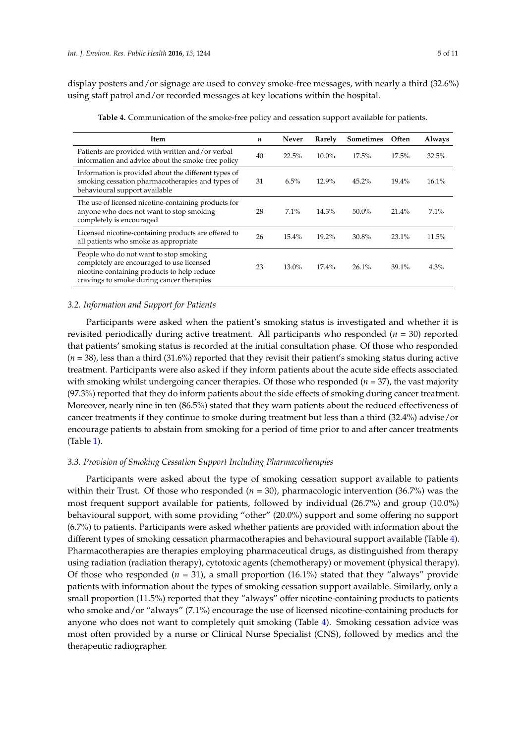display posters and/or signage are used to convey smoke-free messages, with nearly a third (32.6%) using staff patrol and/or recorded messages at key locations within the hospital.

**Table 4.** Communication of the smoke-free policy and cessation support available for patients.

| Item | *n* | Never | Rarely | Sometimes | Often | Always |
|---|---|---|---|---|---|---|
| Patients are provided with written and/or verbal information and advice about the smoke-free policy | 40 | 22.5% | 10.0% | 17.5% | 17.5% | 32.5% |
| Information is provided about the different types of smoking cessation pharmacotherapies and types of behavioural support available | 31 | 6.5% | 12.9% | 45.2% | 19.4% | 16.1% |
| The use of licensed nicotine-containing products for anyone who does not want to stop smoking completely is encouraged | 28 | 7.1% | 14.3% | 50.0% | 21.4% | 7.1% |
| Licensed nicotine-containing products are offered to all patients who smoke as appropriate | 26 | 15.4% | 19.2% | 30.8% | 23.1% | 11.5% |
| People who do not want to stop smoking completely are encouraged to use licensed nicotine-containing products to help reduce cravings to smoke during cancer therapies | 23 | 13.0% | 17.4% | 26.1% | 39.1% | 4.3% |

### 3.2. Information and Support for Patients

Participants were asked when the patient's smoking status is investigated and whether it is revisited periodically during active treatment. All participants who responded ($n$ = 30) reported that patients' smoking status is recorded at the initial consultation phase. Of those who responded ($n$ = 38), less than a third (31.6%) reported that they revisit their patient's smoking status during active treatment. Participants were also asked if they inform patients about the acute side effects associated with smoking whilst undergoing cancer therapies. Of those who responded ($n$ = 37), the vast majority (97.3%) reported that they do inform patients about the side effects of smoking during cancer treatment. Moreover, nearly nine in ten (86.5%) stated that they warn patients about the reduced effectiveness of cancer treatments if they continue to smoke during treatment but less than a third (32.4%) advise/or encourage patients to abstain from smoking for a period of time prior to and after cancer treatments (Table 1).

### 3.3. Provision of Smoking Cessation Support Including Pharmacotherapies

Participants were asked about the type of smoking cessation support available to patients within their Trust. Of those who responded ($n$ = 30), pharmacologic intervention (36.7%) was the most frequent support available for patients, followed by individual (26.7%) and group (10.0%) behavioural support, with some providing "other" (20.0%) support and some offering no support (6.7%) to patients. Participants were asked whether patients are provided with information about the different types of smoking cessation pharmacotherapies and behavioural support available (Table 4). Pharmacotherapies are therapies employing pharmaceutical drugs, as distinguished from therapy using radiation (radiation therapy), cytotoxic agents (chemotherapy) or movement (physical therapy). Of those who responded ($n$ = 31), a small proportion (16.1%) stated that they "always" provide patients with information about the types of smoking cessation support available. Similarly, only a small proportion (11.5%) reported that they "always" offer nicotine-containing products to patients who smoke and/or "always" (7.1%) encourage the use of licensed nicotine-containing products for anyone who does not want to completely quit smoking (Table 4). Smoking cessation advice was most often provided by a nurse or Clinical Nurse Specialist (CNS), followed by medics and the therapeutic radiographer.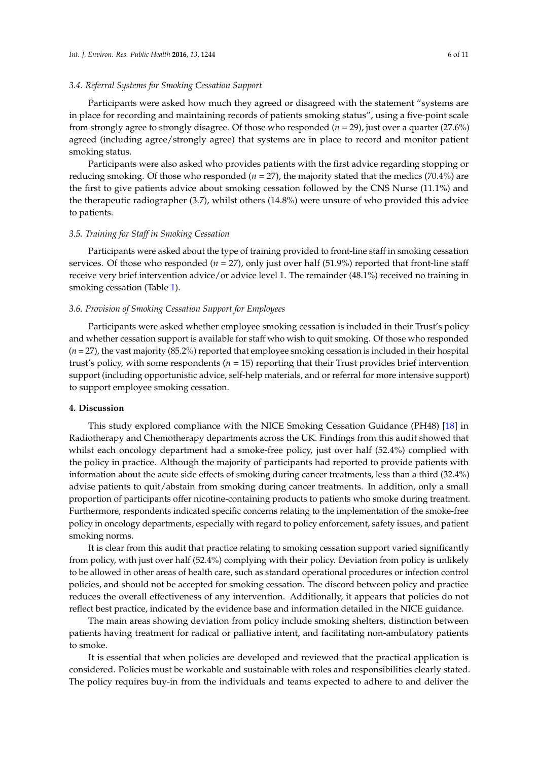### 3.4. Referral Systems for Smoking Cessation Support

Participants were asked how much they agreed or disagreed with the statement "systems are in place for recording and maintaining records of patients smoking status", using a five-point scale from strongly agree to strongly disagree. Of those who responded ($n$ = 29), just over a quarter (27.6%) agreed (including agree/strongly agree) that systems are in place to record and monitor patient smoking status.

Participants were also asked who provides patients with the first advice regarding stopping or reducing smoking. Of those who responded ($n$ = 27), the majority stated that the medics (70.4%) are the first to give patients advice about smoking cessation followed by the CNS Nurse (11.1%) and the therapeutic radiographer (3.7), whilst others (14.8%) were unsure of who provided this advice to patients.

### 3.5. Training for Staff in Smoking Cessation

Participants were asked about the type of training provided to front-line staff in smoking cessation services. Of those who responded ($n$ = 27), only just over half (51.9%) reported that front-line staff receive very brief intervention advice/or advice level 1. The remainder (48.1%) received no training in smoking cessation (Table 1).

### 3.6. Provision of Smoking Cessation Support for Employees

Participants were asked whether employee smoking cessation is included in their Trust's policy and whether cessation support is available for staff who wish to quit smoking. Of those who responded ($n$ = 27), the vast majority (85.2%) reported that employee smoking cessation is included in their hospital trust's policy, with some respondents ($n$ = 15) reporting that their Trust provides brief intervention support (including opportunistic advice, self-help materials, and or referral for more intensive support) to support employee smoking cessation.

## 4. Discussion

This study explored compliance with the NICE Smoking Cessation Guidance (PH48) [18] in Radiotherapy and Chemotherapy departments across the UK. Findings from this audit showed that whilst each oncology department had a smoke-free policy, just over half (52.4%) complied with the policy in practice. Although the majority of participants had reported to provide patients with information about the acute side effects of smoking during cancer treatments, less than a third (32.4%) advise patients to quit/abstain from smoking during cancer treatments. In addition, only a small proportion of participants offer nicotine-containing products to patients who smoke during treatment. Furthermore, respondents indicated specific concerns relating to the implementation of the smoke-free policy in oncology departments, especially with regard to policy enforcement, safety issues, and patient smoking norms.

It is clear from this audit that practice relating to smoking cessation support varied significantly from policy, with just over half (52.4%) complying with their policy. Deviation from policy is unlikely to be allowed in other areas of health care, such as standard operational procedures or infection control policies, and should not be accepted for smoking cessation. The discord between policy and practice reduces the overall effectiveness of any intervention. Additionally, it appears that policies do not reflect best practice, indicated by the evidence base and information detailed in the NICE guidance.

The main areas showing deviation from policy include smoking shelters, distinction between patients having treatment for radical or palliative intent, and facilitating non-ambulatory patients to smoke.

It is essential that when policies are developed and reviewed that the practical application is considered. Policies must be workable and sustainable with roles and responsibilities clearly stated. The policy requires buy-in from the individuals and teams expected to adhere to and deliver the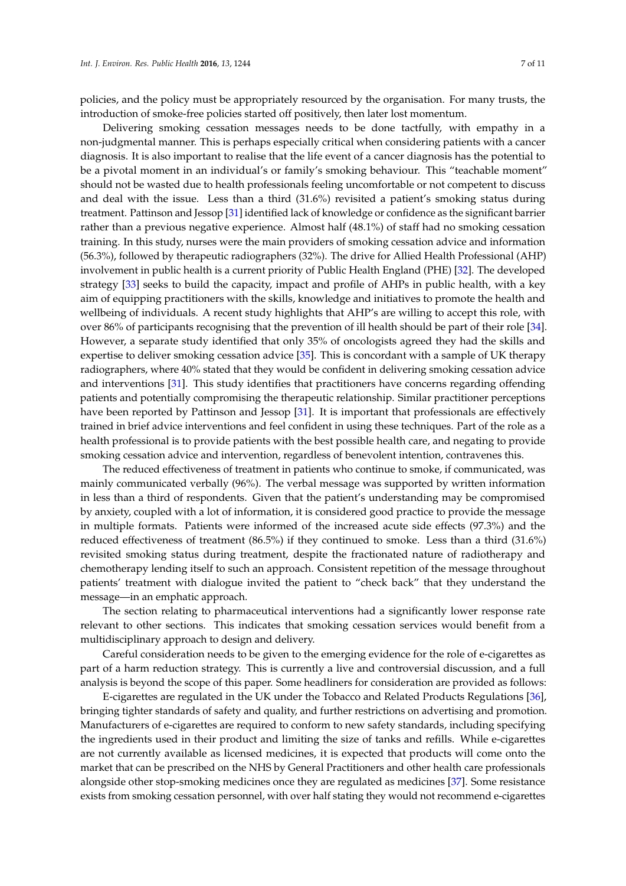policies, and the policy must be appropriately resourced by the organisation. For many trusts, the introduction of smoke-free policies started off positively, then later lost momentum.

Delivering smoking cessation messages needs to be done tactfully, with empathy in a non-judgmental manner. This is perhaps especially critical when considering patients with a cancer diagnosis. It is also important to realise that the life event of a cancer diagnosis has the potential to be a pivotal moment in an individual's or family's smoking behaviour. This "teachable moment" should not be wasted due to health professionals feeling uncomfortable or not competent to discuss and deal with the issue. Less than a third (31.6%) revisited a patient's smoking status during treatment. Pattinson and Jessop [31] identified lack of knowledge or confidence as the significant barrier rather than a previous negative experience. Almost half (48.1%) of staff had no smoking cessation training. In this study, nurses were the main providers of smoking cessation advice and information (56.3%), followed by therapeutic radiographers (32%). The drive for Allied Health Professional (AHP) involvement in public health is a current priority of Public Health England (PHE) [32]. The developed strategy [33] seeks to build the capacity, impact and profile of AHPs in public health, with a key aim of equipping practitioners with the skills, knowledge and initiatives to promote the health and wellbeing of individuals. A recent study highlights that AHP's are willing to accept this role, with over 86% of participants recognising that the prevention of ill health should be part of their role [34]. However, a separate study identified that only 35% of oncologists agreed they had the skills and expertise to deliver smoking cessation advice [35]. This is concordant with a sample of UK therapy radiographers, where 40% stated that they would be confident in delivering smoking cessation advice and interventions [31]. This study identifies that practitioners have concerns regarding offending patients and potentially compromising the therapeutic relationship. Similar practitioner perceptions have been reported by Pattinson and Jessop [31]. It is important that professionals are effectively trained in brief advice interventions and feel confident in using these techniques. Part of the role as a health professional is to provide patients with the best possible health care, and negating to provide smoking cessation advice and intervention, regardless of benevolent intention, contravenes this.

The reduced effectiveness of treatment in patients who continue to smoke, if communicated, was mainly communicated verbally (96%). The verbal message was supported by written information in less than a third of respondents. Given that the patient's understanding may be compromised by anxiety, coupled with a lot of information, it is considered good practice to provide the message in multiple formats. Patients were informed of the increased acute side effects (97.3%) and the reduced effectiveness of treatment (86.5%) if they continued to smoke. Less than a third (31.6%) revisited smoking status during treatment, despite the fractionated nature of radiotherapy and chemotherapy lending itself to such an approach. Consistent repetition of the message throughout patients' treatment with dialogue invited the patient to "check back" that they understand the message—in an emphatic approach.

The section relating to pharmaceutical interventions had a significantly lower response rate relevant to other sections. This indicates that smoking cessation services would benefit from a multidisciplinary approach to design and delivery.

Careful consideration needs to be given to the emerging evidence for the role of e-cigarettes as part of a harm reduction strategy. This is currently a live and controversial discussion, and a full analysis is beyond the scope of this paper. Some headliners for consideration are provided as follows:

E-cigarettes are regulated in the UK under the Tobacco and Related Products Regulations [36], bringing tighter standards of safety and quality, and further restrictions on advertising and promotion. Manufacturers of e-cigarettes are required to conform to new safety standards, including specifying the ingredients used in their product and limiting the size of tanks and refills. While e-cigarettes are not currently available as licensed medicines, it is expected that products will come onto the market that can be prescribed on the NHS by General Practitioners and other health care professionals alongside other stop-smoking medicines once they are regulated as medicines [37]. Some resistance exists from smoking cessation personnel, with over half stating they would not recommend e-cigarettes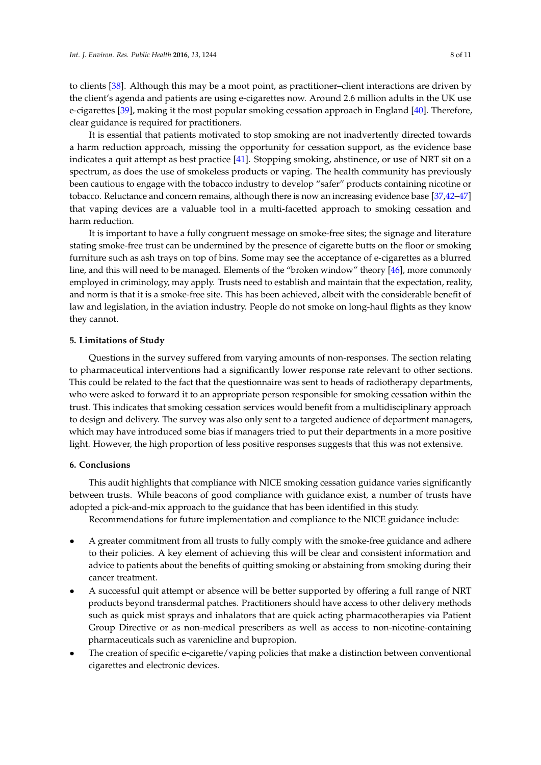to clients [38]. Although this may be a moot point, as practitioner–client interactions are driven by the client's agenda and patients are using e-cigarettes now. Around 2.6 million adults in the UK use e-cigarettes [39], making it the most popular smoking cessation approach in England [40]. Therefore, clear guidance is required for practitioners.

It is essential that patients motivated to stop smoking are not inadvertently directed towards a harm reduction approach, missing the opportunity for cessation support, as the evidence base indicates a quit attempt as best practice [41]. Stopping smoking, abstinence, or use of NRT sit on a spectrum, as does the use of smokeless products or vaping. The health community has previously been cautious to engage with the tobacco industry to develop "safer" products containing nicotine or tobacco. Reluctance and concern remains, although there is now an increasing evidence base [37,42–47] that vaping devices are a valuable tool in a multi-facetted approach to smoking cessation and harm reduction.

It is important to have a fully congruent message on smoke-free sites; the signage and literature stating smoke-free trust can be undermined by the presence of cigarette butts on the floor or smoking furniture such as ash trays on top of bins. Some may see the acceptance of e-cigarettes as a blurred line, and this will need to be managed. Elements of the "broken window" theory [46], more commonly employed in criminology, may apply. Trusts need to establish and maintain that the expectation, reality, and norm is that it is a smoke-free site. This has been achieved, albeit with the considerable benefit of law and legislation, in the aviation industry. People do not smoke on long-haul flights as they know they cannot.

## 5. Limitations of Study

Questions in the survey suffered from varying amounts of non-responses. The section relating to pharmaceutical interventions had a significantly lower response rate relevant to other sections. This could be related to the fact that the questionnaire was sent to heads of radiotherapy departments, who were asked to forward it to an appropriate person responsible for smoking cessation within the trust. This indicates that smoking cessation services would benefit from a multidisciplinary approach to design and delivery. The survey was also only sent to a targeted audience of department managers, which may have introduced some bias if managers tried to put their departments in a more positive light. However, the high proportion of less positive responses suggests that this was not extensive.

## 6. Conclusions

This audit highlights that compliance with NICE smoking cessation guidance varies significantly between trusts. While beacons of good compliance with guidance exist, a number of trusts have adopted a pick-and-mix approach to the guidance that has been identified in this study.

Recommendations for future implementation and compliance to the NICE guidance include:

- A greater commitment from all trusts to fully comply with the smoke-free guidance and adhere to their policies. A key element of achieving this will be clear and consistent information and advice to patients about the benefits of quitting smoking or abstaining from smoking during their cancer treatment.
- A successful quit attempt or absence will be better supported by offering a full range of NRT products beyond transdermal patches. Practitioners should have access to other delivery methods such as quick mist sprays and inhalators that are quick acting pharmacotherapies via Patient Group Directive or as non-medical prescribers as well as access to non-nicotine-containing pharmaceuticals such as varenicline and bupropion.
- The creation of specific e-cigarette/vaping policies that make a distinction between conventional cigarettes and electronic devices.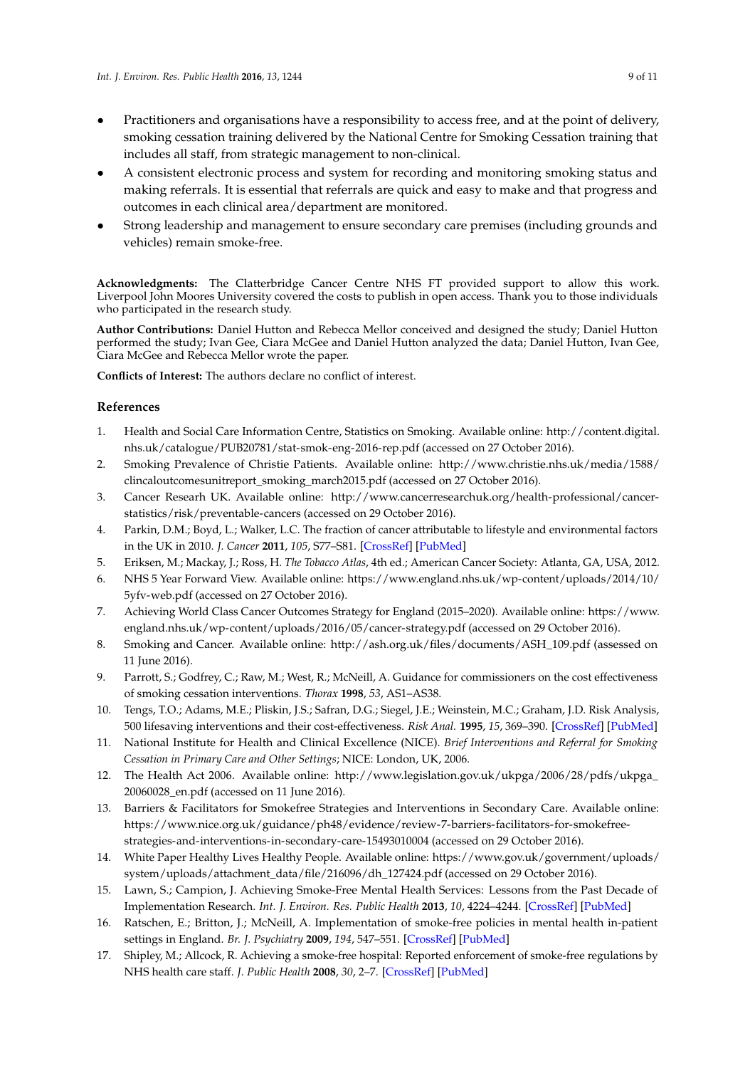- Practitioners and organisations have a responsibility to access free, and at the point of delivery, smoking cessation training delivered by the National Centre for Smoking Cessation training that includes all staff, from strategic management to non-clinical.
- A consistent electronic process and system for recording and monitoring smoking status and making referrals. It is essential that referrals are quick and easy to make and that progress and outcomes in each clinical area/department are monitored.
- Strong leadership and management to ensure secondary care premises (including grounds and vehicles) remain smoke-free.

**Acknowledgments:** The Clatterbridge Cancer Centre NHS FT provided support to allow this work. Liverpool John Moores University covered the costs to publish in open access. Thank you to those individuals who participated in the research study.

**Author Contributions:** Daniel Hutton and Rebecca Mellor conceived and designed the study; Daniel Hutton performed the study; Ivan Gee, Ciara McGee and Daniel Hutton analyzed the data; Daniel Hutton, Ivan Gee, Ciara McGee and Rebecca Mellor wrote the paper.

**Conflicts of Interest:** The authors declare no conflict of interest.

## References

1. Health and Social Care Information Centre, Statistics on Smoking. Available online: http://content.digital.nhs.uk/catalogue/PUB20781/stat-smok-eng-2016-rep.pdf (accessed on 27 October 2016).
2. Smoking Prevalence of Christie Patients. Available online: http://www.christie.nhs.uk/media/1588/clincaloutcomesunitreport_smoking_march2015.pdf (accessed on 27 October 2016).
3. Cancer Researh UK. Available online: http://www.cancerresearchuk.org/health-professional/cancer-statistics/risk/preventable-cancers (accessed on 29 October 2016).
4. Parkin, D.M.; Boyd, L.; Walker, L.C. The fraction of cancer attributable to lifestyle and environmental factors in the UK in 2010. *J. Cancer* **2011**, *105*, S77–S81. [CrossRef] [PubMed]
5. Eriksen, M.; Mackay, J.; Ross, H. *The Tobacco Atlas*, 4th ed.; American Cancer Society: Atlanta, GA, USA, 2012.
6. NHS 5 Year Forward View. Available online: https://www.england.nhs.uk/wp-content/uploads/2014/10/5yfv-web.pdf (accessed on 27 October 2016).
7. Achieving World Class Cancer Outcomes Strategy for England (2015–2020). Available online: https://www.england.nhs.uk/wp-content/uploads/2016/05/cancer-strategy.pdf (accessed on 29 October 2016).
8. Smoking and Cancer. Available online: http://ash.org.uk/files/documents/ASH_109.pdf (assessed on 11 June 2016).
9. Parrott, S.; Godfrey, C.; Raw, M.; West, R.; McNeill, A. Guidance for commissioners on the cost effectiveness of smoking cessation interventions. *Thorax* **1998**, *53*, AS1–AS38.
10. Tengs, T.O.; Adams, M.E.; Pliskin, J.S.; Safran, D.G.; Siegel, J.E.; Weinstein, M.C.; Graham, J.D. Risk Analysis, 500 lifesaving interventions and their cost-effectiveness. *Risk Anal.* **1995**, *15*, 369–390. [CrossRef] [PubMed]
11. National Institute for Health and Clinical Excellence (NICE). *Brief Interventions and Referral for Smoking Cessation in Primary Care and Other Settings*; NICE: London, UK, 2006.
12. The Health Act 2006. Available online: http://www.legislation.gov.uk/ukpga/2006/28/pdfs/ukpga_20060028_en.pdf (accessed on 11 June 2016).
13. Barriers & Facilitators for Smokefree Strategies and Interventions in Secondary Care. Available online: https://www.nice.org.uk/guidance/ph48/evidence/review-7-barriers-facilitators-for-smokefree-strategies-and-interventions-in-secondary-care-15493010004 (accessed on 29 October 2016).
14. White Paper Healthy Lives Healthy People. Available online: https://www.gov.uk/government/uploads/system/uploads/attachment_data/file/216096/dh_127424.pdf (accessed on 29 October 2016).
15. Lawn, S.; Campion, J. Achieving Smoke-Free Mental Health Services: Lessons from the Past Decade of Implementation Research. *Int. J. Environ. Res. Public Health* **2013**, *10*, 4224–4244. [CrossRef] [PubMed]
16. Ratschen, E.; Britton, J.; McNeill, A. Implementation of smoke-free policies in mental health in-patient settings in England. *Br. J. Psychiatry* **2009**, *194*, 547–551. [CrossRef] [PubMed]
17. Shipley, M.; Allcock, R. Achieving a smoke-free hospital: Reported enforcement of smoke-free regulations by NHS health care staff. *J. Public Health* **2008**, *30*, 2–7. [CrossRef] [PubMed]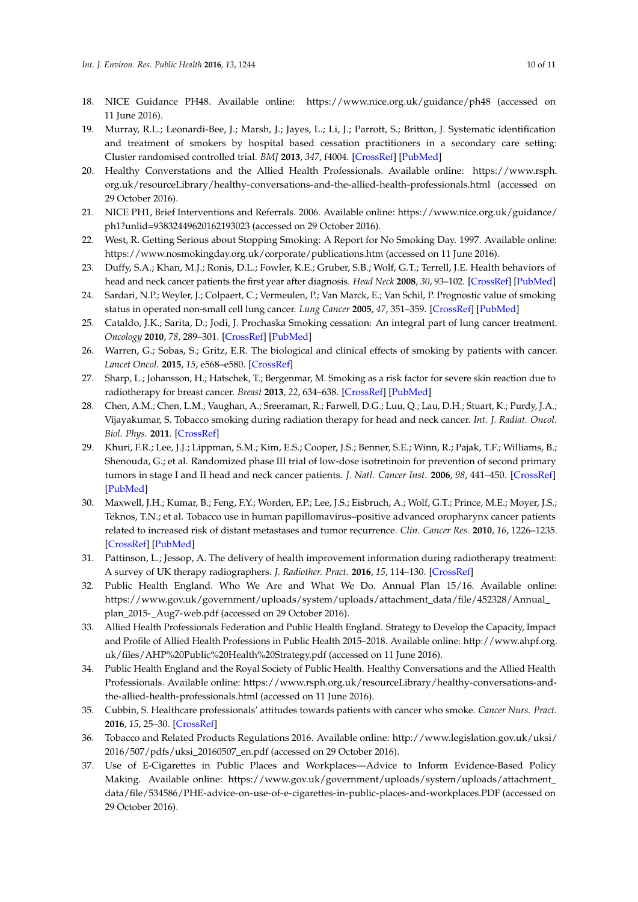18. NICE Guidance PH48. Available online: https://www.nice.org.uk/guidance/ph48 (accessed on 11 June 2016).
19. Murray, R.L.; Leonardi-Bee, J.; Marsh, J.; Jayes, L.; Li, J.; Parrott, S.; Britton, J. Systematic identification and treatment of smokers by hospital based cessation practitioners in a secondary care setting: Cluster randomised controlled trial. *BMJ* **2013**, *347*, f4004. [CrossRef] [PubMed]
20. Healthy Converstations and the Allied Health Professionals. Available online: https://www.rsph.org.uk/resourceLibrary/healthy-conversations-and-the-allied-health-professionals.html (accessed on 29 October 2016).
21. NICE PH1, Brief Interventions and Referrals. 2006. Available online: https://www.nice.org.uk/guidance/ph1?unlid=93832449620162193023 (accessed on 29 October 2016).
22. West, R. Getting Serious about Stopping Smoking: A Report for No Smoking Day. 1997. Available online: https://www.nosmokingday.org.uk/corporate/publications.htm (accessed on 11 June 2016).
23. Duffy, S.A.; Khan, M.J.; Ronis, D.L.; Fowler, K.E.; Gruber, S.B.; Wolf, G.T.; Terrell, J.E. Health behaviors of head and neck cancer patients the first year after diagnosis. *Head Neck* **2008**, *30*, 93–102. [CrossRef] [PubMed]
24. Sardari, N.P.; Weyler, J.; Colpaert, C.; Vermeulen, P.; Van Marck, E.; Van Schil, P. Prognostic value of smoking status in operated non-small cell lung cancer. *Lung Cancer* **2005**, *47*, 351–359. [CrossRef] [PubMed]
25. Cataldo, J.K.; Sarita, D.; Jodi, J. Prochaska Smoking cessation: An integral part of lung cancer treatment. *Oncology* **2010**, *78*, 289–301. [CrossRef] [PubMed]
26. Warren, G.; Sobas, S.; Gritz, E.R. The biological and clinical effects of smoking by patients with cancer. *Lancet Oncol.* **2015**, *15*, e568–e580. [CrossRef]
27. Sharp, L.; Johansson, H.; Hatschek, T.; Bergenmar, M. Smoking as a risk factor for severe skin reaction due to radiotherapy for breast cancer. *Breast* **2013**, *22*, 634–638. [CrossRef] [PubMed]
28. Chen, A.M.; Chen, L.M.; Vaughan, A.; Sreeraman, R.; Farwell, D.G.; Luu, Q.; Lau, D.H.; Stuart, K.; Purdy, J.A.; Vijayakumar, S. Tobacco smoking during radiation therapy for head and neck cancer. *Int. J. Radiat. Oncol. Biol. Phys.* **2011**. [CrossRef]
29. Khuri, F.R.; Lee, J.J.; Lippman, S.M.; Kim, E.S.; Cooper, J.S.; Benner, S.E.; Winn, R.; Pajak, T.F.; Williams, B.; Shenouda, G.; et al. Randomized phase III trial of low-dose isotretinoin for prevention of second primary tumors in stage I and II head and neck cancer patients. *J. Natl. Cancer Inst.* **2006**, *98*, 441–450. [CrossRef] [PubMed]
30. Maxwell, J.H.; Kumar, B.; Feng, F.Y.; Worden, F.P.; Lee, J.S.; Eisbruch, A.; Wolf, G.T.; Prince, M.E.; Moyer, J.S.; Teknos, T.N.; et al. Tobacco use in human papillomavirus–positive advanced oropharynx cancer patients related to increased risk of distant metastases and tumor recurrence. *Clin. Cancer Res.* **2010**, *16*, 1226–1235. [CrossRef] [PubMed]
31. Pattinson, L.; Jessop, A. The delivery of health improvement information during radiotherapy treatment: A survey of UK therapy radiographers. *J. Radiother. Pract.* **2016**, *15*, 114–130. [CrossRef]
32. Public Health England. Who We Are and What We Do. Annual Plan 15/16. Available online: https://www.gov.uk/government/uploads/system/uploads/attachment_data/file/452328/Annual_plan_2015-_Aug7-web.pdf (accessed on 29 October 2016).
33. Allied Health Professionals Federation and Public Health England. Strategy to Develop the Capacity, Impact and Profile of Allied Health Professions in Public Health 2015–2018. Available online: http://www.ahpf.org.uk/files/AHP%20Public%20Health%20Strategy.pdf (accessed on 11 June 2016).
34. Public Health England and the Royal Society of Public Health. Healthy Conversations and the Allied Health Professionals. Available online: https://www.rsph.org.uk/resourceLibrary/healthy-conversations-and-the-allied-health-professionals.html (accessed on 11 June 2016).
35. Cubbin, S. Healthcare professionals' attitudes towards patients with cancer who smoke. *Cancer Nurs. Pract.* **2016**, *15*, 25–30. [CrossRef]
36. Tobacco and Related Products Regulations 2016. Available online: http://www.legislation.gov.uk/uksi/2016/507/pdfs/uksi_20160507_en.pdf (accessed on 29 October 2016).
37. Use of E-Cigarettes in Public Places and Workplaces—Advice to Inform Evidence-Based Policy Making. Available online: https://www.gov.uk/government/uploads/system/uploads/attachment_data/file/534586/PHE-advice-on-use-of-e-cigarettes-in-public-places-and-workplaces.PDF (accessed on 29 October 2016).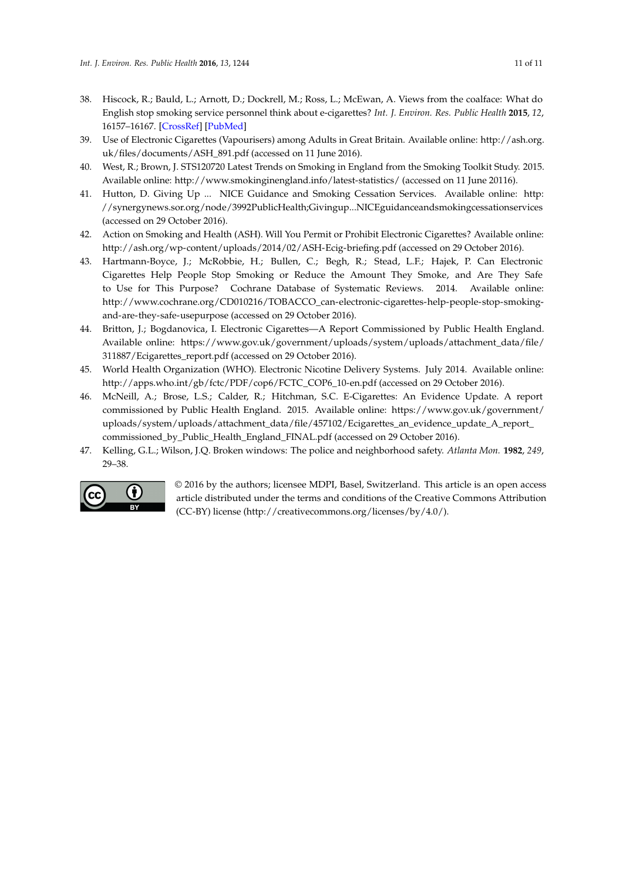38. Hiscock, R.; Bauld, L.; Arnott, D.; Dockrell, M.; Ross, L.; McEwan, A. Views from the coalface: What do English stop smoking service personnel think about e-cigarettes? *Int. J. Environ. Res. Public Health* **2015**, *12*, 16157–16167. [CrossRef] [PubMed]
39. Use of Electronic Cigarettes (Vapourisers) among Adults in Great Britain. Available online: http://ash.org.uk/files/documents/ASH_891.pdf (accessed on 11 June 2016).
40. West, R.; Brown, J. STS120720 Latest Trends on Smoking in England from the Smoking Toolkit Study. 2015. Available online: http://www.smokinginengland.info/latest-statistics/ (accessed on 11 June 20116).
41. Hutton, D. Giving Up ... NICE Guidance and Smoking Cessation Services. Available online: http://synergynews.sor.org/node/3992PublicHealth;Givingup...NICEguidanceandsmokingcessationservices (accessed on 29 October 2016).
42. Action on Smoking and Health (ASH). Will You Permit or Prohibit Electronic Cigarettes? Available online: http://ash.org/wp-content/uploads/2014/02/ASH-Ecig-briefing.pdf (accessed on 29 October 2016).
43. Hartmann-Boyce, J.; McRobbie, H.; Bullen, C.; Begh, R.; Stead, L.F.; Hajek, P. Can Electronic Cigarettes Help People Stop Smoking or Reduce the Amount They Smoke, and Are They Safe to Use for This Purpose? Cochrane Database of Systematic Reviews. 2014. Available online: http://www.cochrane.org/CD010216/TOBACCO_can-electronic-cigarettes-help-people-stop-smoking-and-are-they-safe-usepurpose (accessed on 29 October 2016).
44. Britton, J.; Bogdanovica, I. Electronic Cigarettes—A Report Commissioned by Public Health England. Available online: https://www.gov.uk/government/uploads/system/uploads/attachment_data/file/311887/Ecigarettes_report.pdf (accessed on 29 October 2016).
45. World Health Organization (WHO). Electronic Nicotine Delivery Systems. July 2014. Available online: http://apps.who.int/gb/fctc/PDF/cop6/FCTC_COP6_10-en.pdf (accessed on 29 October 2016).
46. McNeill, A.; Brose, L.S.; Calder, R.; Hitchman, S.C. E-Cigarettes: An Evidence Update. A report commissioned by Public Health England. 2015. Available online: https://www.gov.uk/government/uploads/system/uploads/attachment_data/file/457102/Ecigarettes_an_evidence_update_A_report_commissioned_by_Public_Health_England_FINAL.pdf (accessed on 29 October 2016).
47. Kelling, G.L.; Wilson, J.Q. Broken windows: The police and neighborhood safety. *Atlanta Mon.* **1982**, *249*, 29–38.

© 2016 by the authors; licensee MDPI, Basel, Switzerland. This article is an open access article distributed under the terms and conditions of the Creative Commons Attribution (CC-BY) license (http://creativecommons.org/licenses/by/4.0/).